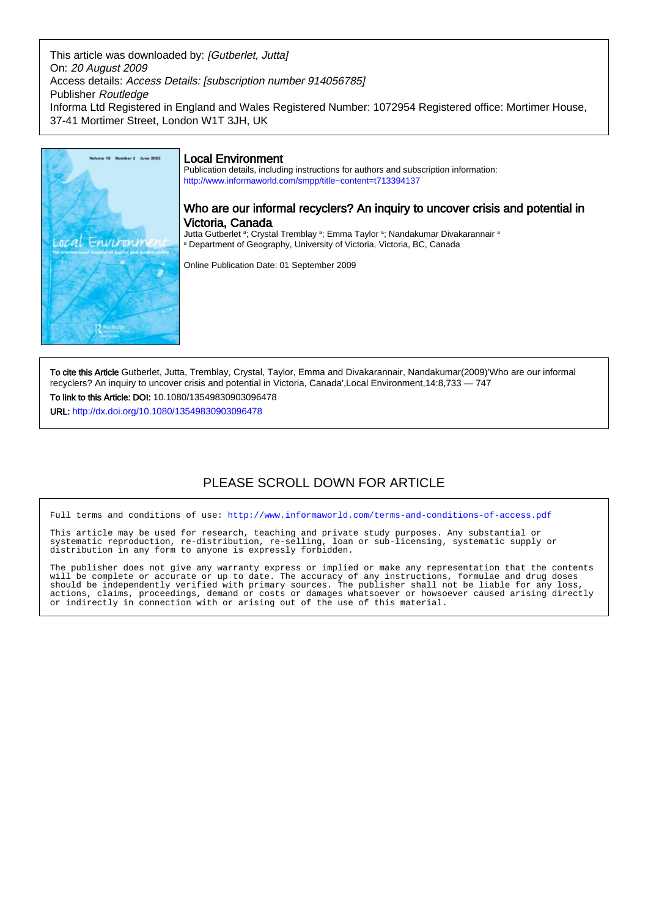This article was downloaded by: *[Gutberlet, Jutta]*
On: *20 August 2009*
Access details: *Access Details: [subscription number 914056785]*
Publisher *Routledge*
Informa Ltd Registered in England and Wales Registered Number: 1072954 Registered office: Mortimer House, 37-41 Mortimer Street, London W1T 3JH, UK

# Local Environment

Publication details, including instructions for authors and subscription information:
http://www.informaworld.com/smpp/title~content=t713394137

## Who are our informal recyclers? An inquiry to uncover crisis and potential in Victoria, Canada

Jutta Gutberlet [a]; Crystal Tremblay [a]; Emma Taylor [a]; Nandakumar Divakarannair [a]

[a] Department of Geography, University of Victoria, Victoria, BC, Canada

Online Publication Date: 01 September 2009

**To cite this Article** Gutberlet, Jutta, Tremblay, Crystal, Taylor, Emma and Divakarannair, Nandakumar(2009)'Who are our informal recyclers? An inquiry to uncover crisis and potential in Victoria, Canada',Local Environment,14:8,733 — 747

**To link to this Article: DOI:** 10.1080/13549830903096478

**URL:** http://dx.doi.org/10.1080/13549830903096478

PLEASE SCROLL DOWN FOR ARTICLE

Full terms and conditions of use: http://www.informaworld.com/terms-and-conditions-of-access.pdf

This article may be used for research, teaching and private study purposes. Any substantial or systematic reproduction, re-distribution, re-selling, loan or sub-licensing, systematic supply or distribution in any form to anyone is expressly forbidden.

The publisher does not give any warranty express or implied or make any representation that the contents will be complete or accurate or up to date. The accuracy of any instructions, formulae and drug doses should be independently verified with primary sources. The publisher shall not be liable for any loss, actions, claims, proceedings, demand or costs or damages whatsoever or howsoever caused arising directly or indirectly in connection with or arising out of the use of this material.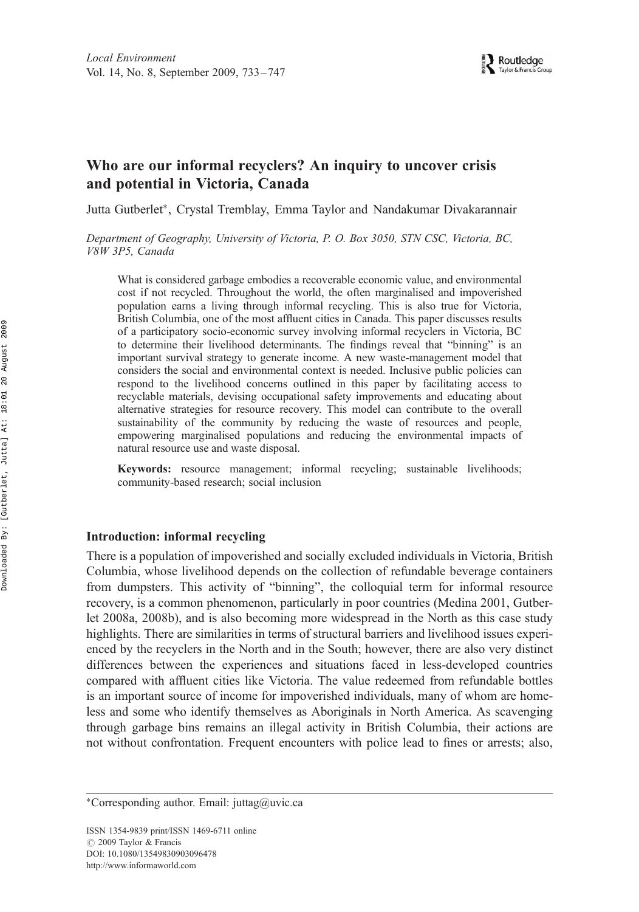# Who are our informal recyclers? An inquiry to uncover crisis and potential in Victoria, Canada

Jutta Gutberlet*, Crystal Tremblay, Emma Taylor and Nandakumar Divakarannair

*Department of Geography, University of Victoria, P. O. Box 3050, STN CSC, Victoria, BC, V8W 3P5, Canada*

What is considered garbage embodies a recoverable economic value, and environmental cost if not recycled. Throughout the world, the often marginalised and impoverished population earns a living through informal recycling. This is also true for Victoria, British Columbia, one of the most affluent cities in Canada. This paper discusses results of a participatory socio-economic survey involving informal recyclers in Victoria, BC to determine their livelihood determinants. The findings reveal that "binning" is an important survival strategy to generate income. A new waste-management model that considers the social and environmental context is needed. Inclusive public policies can respond to the livelihood concerns outlined in this paper by facilitating access to recyclable materials, devising occupational safety improvements and educating about alternative strategies for resource recovery. This model can contribute to the overall sustainability of the community by reducing the waste of resources and people, empowering marginalised populations and reducing the environmental impacts of natural resource use and waste disposal.

**Keywords:** resource management; informal recycling; sustainable livelihoods; community-based research; social inclusion

## Introduction: informal recycling

There is a population of impoverished and socially excluded individuals in Victoria, British Columbia, whose livelihood depends on the collection of refundable beverage containers from dumpsters. This activity of "binning", the colloquial term for informal resource recovery, is a common phenomenon, particularly in poor countries (Medina 2001, Gutberlet 2008a, 2008b), and is also becoming more widespread in the North as this case study highlights. There are similarities in terms of structural barriers and livelihood issues experienced by the recyclers in the North and in the South; however, there are also very distinct differences between the experiences and situations faced in less-developed countries compared with affluent cities like Victoria. The value redeemed from refundable bottles is an important source of income for impoverished individuals, many of whom are homeless and some who identify themselves as Aboriginals in North America. As scavenging through garbage bins remains an illegal activity in British Columbia, their actions are not without confrontation. Frequent encounters with police lead to fines or arrests; also,

*Corresponding author. Email: juttag@uvic.ca

ISSN 1354-9839 print/ISSN 1469-6711 online
© 2009 Taylor & Francis
DOI: 10.1080/13549830903096478
http://www.informaworld.com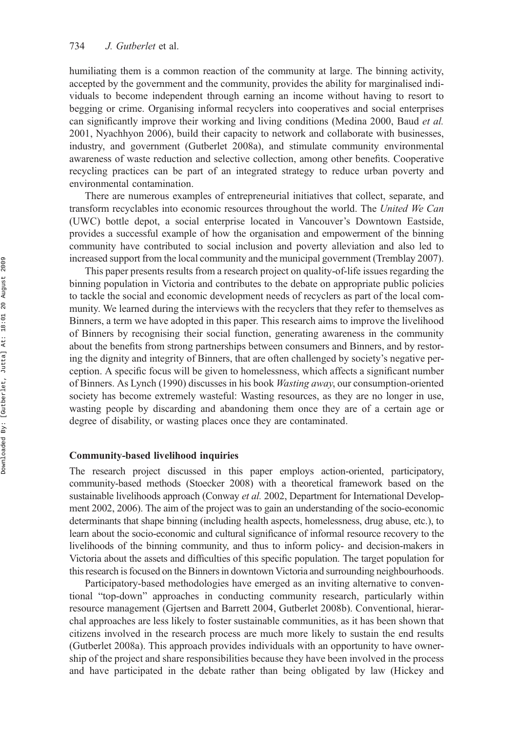humiliating them is a common reaction of the community at large. The binning activity, accepted by the government and the community, provides the ability for marginalised individuals to become independent through earning an income without having to resort to begging or crime. Organising informal recyclers into cooperatives and social enterprises can significantly improve their working and living conditions (Medina 2000, Baud *et al.* 2001, Nyachhyon 2006), build their capacity to network and collaborate with businesses, industry, and government (Gutberlet 2008a), and stimulate community environmental awareness of waste reduction and selective collection, among other benefits. Cooperative recycling practices can be part of an integrated strategy to reduce urban poverty and environmental contamination.

There are numerous examples of entrepreneurial initiatives that collect, separate, and transform recyclables into economic resources throughout the world. The *United We Can* (UWC) bottle depot, a social enterprise located in Vancouver's Downtown Eastside, provides a successful example of how the organisation and empowerment of the binning community have contributed to social inclusion and poverty alleviation and also led to increased support from the local community and the municipal government (Tremblay 2007).

This paper presents results from a research project on quality-of-life issues regarding the binning population in Victoria and contributes to the debate on appropriate public policies to tackle the social and economic development needs of recyclers as part of the local community. We learned during the interviews with the recyclers that they refer to themselves as Binners, a term we have adopted in this paper. This research aims to improve the livelihood of Binners by recognising their social function, generating awareness in the community about the benefits from strong partnerships between consumers and Binners, and by restoring the dignity and integrity of Binners, that are often challenged by society's negative perception. A specific focus will be given to homelessness, which affects a significant number of Binners. As Lynch (1990) discusses in his book *Wasting away*, our consumption-oriented society has become extremely wasteful: Wasting resources, as they are no longer in use, wasting people by discarding and abandoning them once they are of a certain age or degree of disability, or wasting places once they are contaminated.

## Community-based livelihood inquiries

The research project discussed in this paper employs action-oriented, participatory, community-based methods (Stoecker 2008) with a theoretical framework based on the sustainable livelihoods approach (Conway *et al.* 2002, Department for International Development 2002, 2006). The aim of the project was to gain an understanding of the socio-economic determinants that shape binning (including health aspects, homelessness, drug abuse, etc.), to learn about the socio-economic and cultural significance of informal resource recovery to the livelihoods of the binning community, and thus to inform policy- and decision-makers in Victoria about the assets and difficulties of this specific population. The target population for this research is focused on the Binners in downtown Victoria and surrounding neighbourhoods.

Participatory-based methodologies have emerged as an inviting alternative to conventional "top-down" approaches in conducting community research, particularly within resource management (Gjertsen and Barrett 2004, Gutberlet 2008b). Conventional, hierarchal approaches are less likely to foster sustainable communities, as it has been shown that citizens involved in the research process are much more likely to sustain the end results (Gutberlet 2008a). This approach provides individuals with an opportunity to have ownership of the project and share responsibilities because they have been involved in the process and have participated in the debate rather than being obligated by law (Hickey and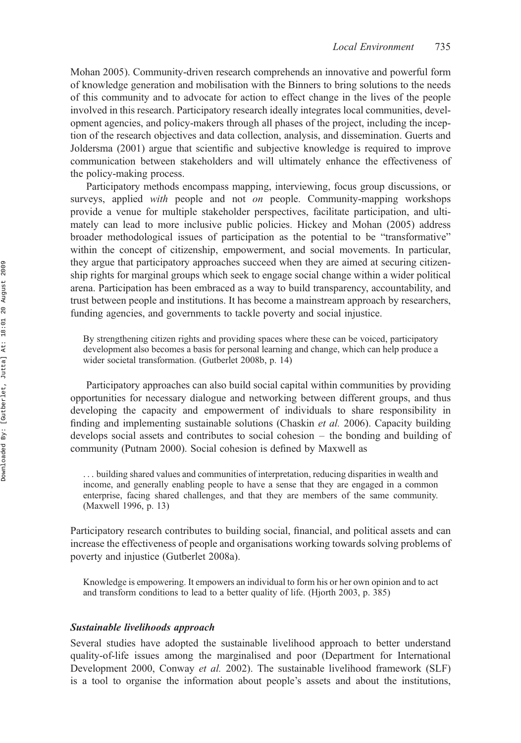Mohan 2005). Community-driven research comprehends an innovative and powerful form of knowledge generation and mobilisation with the Binners to bring solutions to the needs of this community and to advocate for action to effect change in the lives of the people involved in this research. Participatory research ideally integrates local communities, development agencies, and policy-makers through all phases of the project, including the inception of the research objectives and data collection, analysis, and dissemination. Guerts and Joldersma (2001) argue that scientific and subjective knowledge is required to improve communication between stakeholders and will ultimately enhance the effectiveness of the policy-making process.

Participatory methods encompass mapping, interviewing, focus group discussions, or surveys, applied *with* people and not *on* people. Community-mapping workshops provide a venue for multiple stakeholder perspectives, facilitate participation, and ultimately can lead to more inclusive public policies. Hickey and Mohan (2005) address broader methodological issues of participation as the potential to be "transformative" within the concept of citizenship, empowerment, and social movements. In particular, they argue that participatory approaches succeed when they are aimed at securing citizenship rights for marginal groups which seek to engage social change within a wider political arena. Participation has been embraced as a way to build transparency, accountability, and trust between people and institutions. It has become a mainstream approach by researchers, funding agencies, and governments to tackle poverty and social injustice.

> By strengthening citizen rights and providing spaces where these can be voiced, participatory development also becomes a basis for personal learning and change, which can help produce a wider societal transformation. (Gutberlet 2008b, p. 14)

Participatory approaches can also build social capital within communities by providing opportunities for necessary dialogue and networking between different groups, and thus developing the capacity and empowerment of individuals to share responsibility in finding and implementing sustainable solutions (Chaskin *et al.* 2006). Capacity building develops social assets and contributes to social cohesion – the bonding and building of community (Putnam 2000). Social cohesion is defined by Maxwell as

> . . . building shared values and communities of interpretation, reducing disparities in wealth and income, and generally enabling people to have a sense that they are engaged in a common enterprise, facing shared challenges, and that they are members of the same community. (Maxwell 1996, p. 13)

Participatory research contributes to building social, financial, and political assets and can increase the effectiveness of people and organisations working towards solving problems of poverty and injustice (Gutberlet 2008a).

> Knowledge is empowering. It empowers an individual to form his or her own opinion and to act and transform conditions to lead to a better quality of life. (Hjorth 2003, p. 385)

### *Sustainable livelihoods approach*

Several studies have adopted the sustainable livelihood approach to better understand quality-of-life issues among the marginalised and poor (Department for International Development 2000, Conway *et al.* 2002). The sustainable livelihood framework (SLF) is a tool to organise the information about people's assets and about the institutions,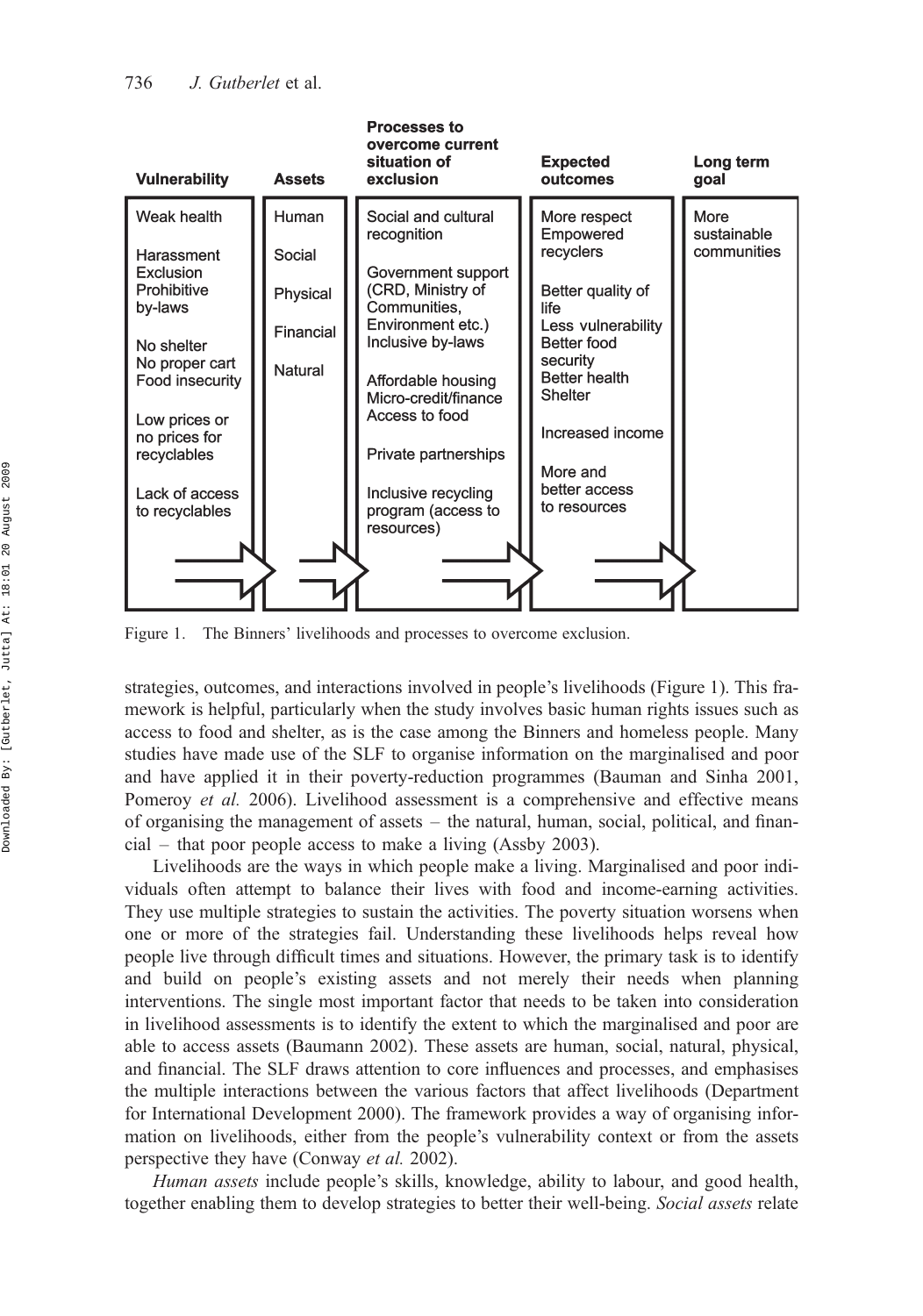| Vulnerability | Assets | Processes to overcome current situation of exclusion | Expected outcomes | Long term goal |
|---|---|---|---|---|
| Weak health | Human | Social and cultural recognition | More respect<br>Empowered recyclers | More sustainable communities |
| Harassment<br>Exclusion<br>Prohibitive by-laws | Social<br>Physical | Government support (CRD, Ministry of Communities, Environment etc.)<br>Inclusive by-laws | Better quality of life<br>Less vulnerability | |
| No shelter<br>No proper cart<br>Food insecurity | Financial<br>Natural | Affordable housing<br>Micro-credit/finance<br>Access to food | Better food security<br>Better health<br>Shelter | |
| Low prices or no prices for recyclables | | Private partnerships | Increased income | |
| Lack of access to recyclables | | Inclusive recycling program (access to resources) | More and better access to resources | |

Figure 1. The Binners' livelihoods and processes to overcome exclusion.

strategies, outcomes, and interactions involved in people's livelihoods (Figure 1). This framework is helpful, particularly when the study involves basic human rights issues such as access to food and shelter, as is the case among the Binners and homeless people. Many studies have made use of the SLF to organise information on the marginalised and poor and have applied it in their poverty-reduction programmes (Bauman and Sinha 2001, Pomeroy *et al.* 2006). Livelihood assessment is a comprehensive and effective means of organising the management of assets – the natural, human, social, political, and financial – that poor people access to make a living (Assby 2003).

Livelihoods are the ways in which people make a living. Marginalised and poor individuals often attempt to balance their lives with food and income-earning activities. They use multiple strategies to sustain the activities. The poverty situation worsens when one or more of the strategies fail. Understanding these livelihoods helps reveal how people live through difficult times and situations. However, the primary task is to identify and build on people's existing assets and not merely their needs when planning interventions. The single most important factor that needs to be taken into consideration in livelihood assessments is to identify the extent to which the marginalised and poor are able to access assets (Baumann 2002). These assets are human, social, natural, physical, and financial. The SLF draws attention to core influences and processes, and emphasises the multiple interactions between the various factors that affect livelihoods (Department for International Development 2000). The framework provides a way of organising information on livelihoods, either from the people's vulnerability context or from the assets perspective they have (Conway *et al.* 2002).

*Human assets* include people's skills, knowledge, ability to labour, and good health, together enabling them to develop strategies to better their well-being. *Social assets* relate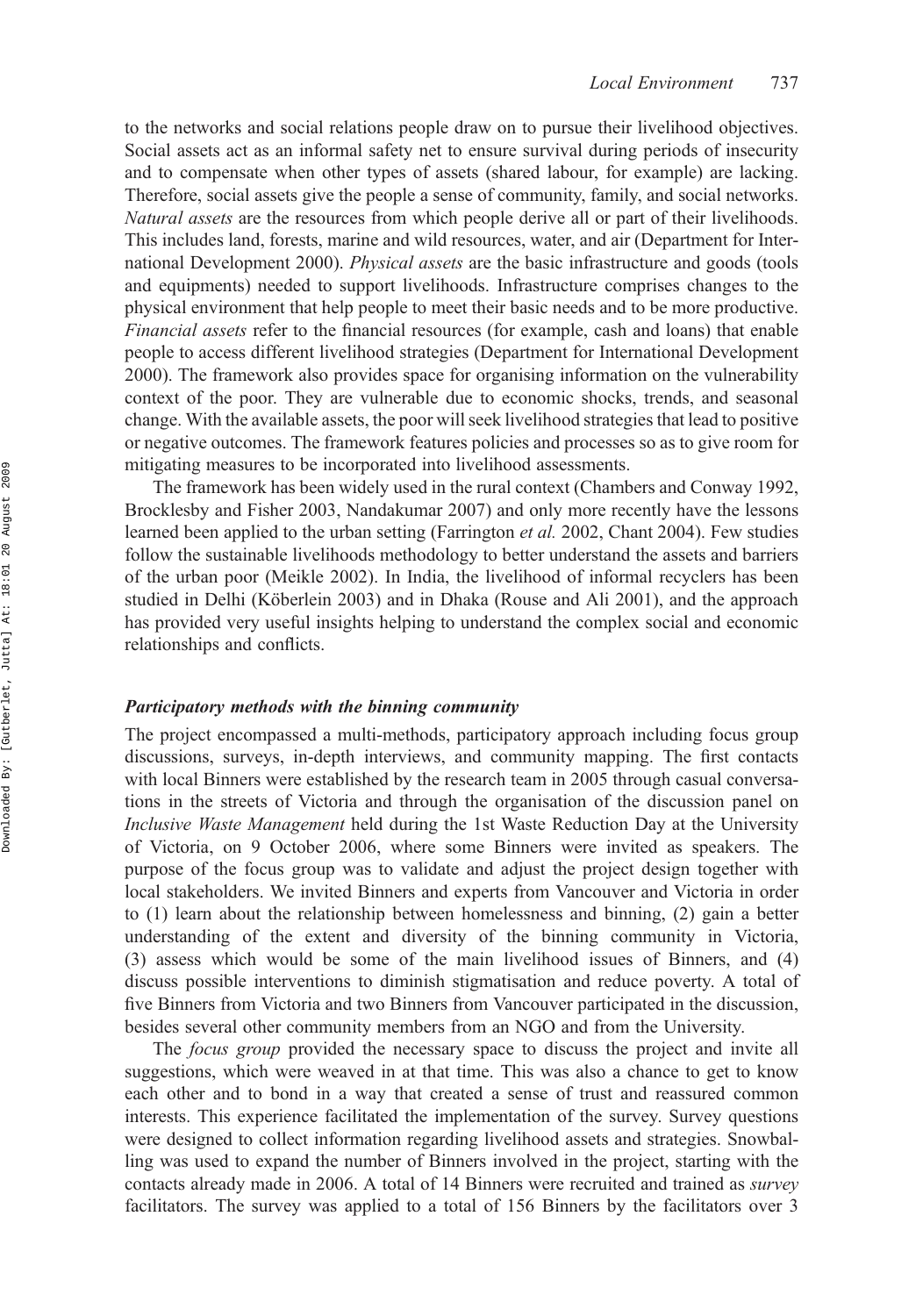to the networks and social relations people draw on to pursue their livelihood objectives. Social assets act as an informal safety net to ensure survival during periods of insecurity and to compensate when other types of assets (shared labour, for example) are lacking. Therefore, social assets give the people a sense of community, family, and social networks. *Natural assets* are the resources from which people derive all or part of their livelihoods. This includes land, forests, marine and wild resources, water, and air (Department for International Development 2000). *Physical assets* are the basic infrastructure and goods (tools and equipments) needed to support livelihoods. Infrastructure comprises changes to the physical environment that help people to meet their basic needs and to be more productive. *Financial assets* refer to the financial resources (for example, cash and loans) that enable people to access different livelihood strategies (Department for International Development 2000). The framework also provides space for organising information on the vulnerability context of the poor. They are vulnerable due to economic shocks, trends, and seasonal change. With the available assets, the poor will seek livelihood strategies that lead to positive or negative outcomes. The framework features policies and processes so as to give room for mitigating measures to be incorporated into livelihood assessments.

The framework has been widely used in the rural context (Chambers and Conway 1992, Brocklesby and Fisher 2003, Nandakumar 2007) and only more recently have the lessons learned been applied to the urban setting (Farrington *et al.* 2002, Chant 2004). Few studies follow the sustainable livelihoods methodology to better understand the assets and barriers of the urban poor (Meikle 2002). In India, the livelihood of informal recyclers has been studied in Delhi (Köberlein 2003) and in Dhaka (Rouse and Ali 2001), and the approach has provided very useful insights helping to understand the complex social and economic relationships and conflicts.

### *Participatory methods with the binning community*

The project encompassed a multi-methods, participatory approach including focus group discussions, surveys, in-depth interviews, and community mapping. The first contacts with local Binners were established by the research team in 2005 through casual conversations in the streets of Victoria and through the organisation of the discussion panel on *Inclusive Waste Management* held during the 1st Waste Reduction Day at the University of Victoria, on 9 October 2006, where some Binners were invited as speakers. The purpose of the focus group was to validate and adjust the project design together with local stakeholders. We invited Binners and experts from Vancouver and Victoria in order to (1) learn about the relationship between homelessness and binning, (2) gain a better understanding of the extent and diversity of the binning community in Victoria, (3) assess which would be some of the main livelihood issues of Binners, and (4) discuss possible interventions to diminish stigmatisation and reduce poverty. A total of five Binners from Victoria and two Binners from Vancouver participated in the discussion, besides several other community members from an NGO and from the University.

The *focus group* provided the necessary space to discuss the project and invite all suggestions, which were weaved in at that time. This was also a chance to get to know each other and to bond in a way that created a sense of trust and reassured common interests. This experience facilitated the implementation of the survey. Survey questions were designed to collect information regarding livelihood assets and strategies. Snowballing was used to expand the number of Binners involved in the project, starting with the contacts already made in 2006. A total of 14 Binners were recruited and trained as *survey* facilitators. The survey was applied to a total of 156 Binners by the facilitators over 3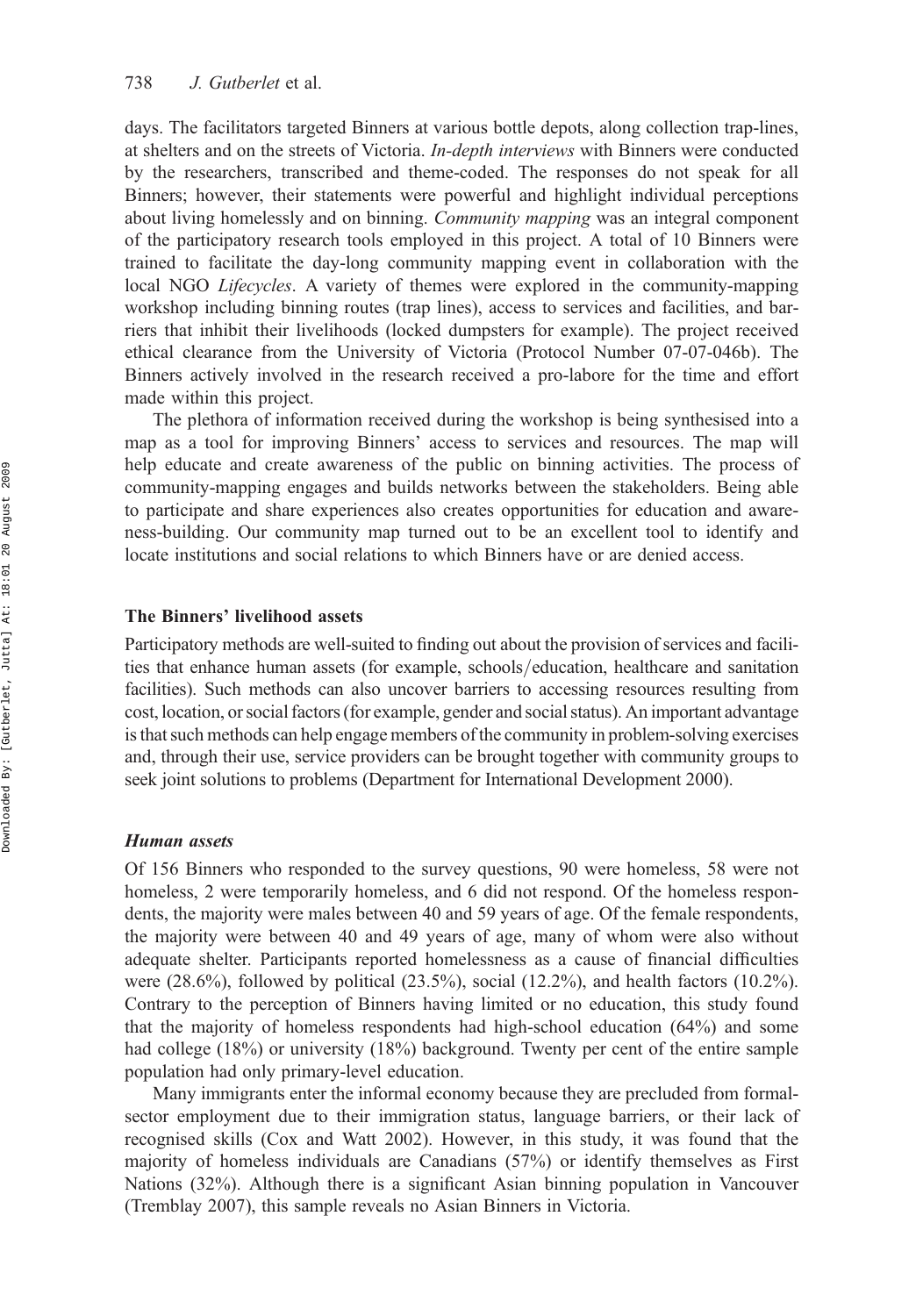days. The facilitators targeted Binners at various bottle depots, along collection trap-lines, at shelters and on the streets of Victoria. *In-depth interviews* with Binners were conducted by the researchers, transcribed and theme-coded. The responses do not speak for all Binners; however, their statements were powerful and highlight individual perceptions about living homelessly and on binning. *Community mapping* was an integral component of the participatory research tools employed in this project. A total of 10 Binners were trained to facilitate the day-long community mapping event in collaboration with the local NGO *Lifecycles*. A variety of themes were explored in the community-mapping workshop including binning routes (trap lines), access to services and facilities, and barriers that inhibit their livelihoods (locked dumpsters for example). The project received ethical clearance from the University of Victoria (Protocol Number 07-07-046b). The Binners actively involved in the research received a pro-labore for the time and effort made within this project.

The plethora of information received during the workshop is being synthesised into a map as a tool for improving Binners' access to services and resources. The map will help educate and create awareness of the public on binning activities. The process of community-mapping engages and builds networks between the stakeholders. Being able to participate and share experiences also creates opportunities for education and awareness-building. Our community map turned out to be an excellent tool to identify and locate institutions and social relations to which Binners have or are denied access.

## The Binners' livelihood assets

Participatory methods are well-suited to finding out about the provision of services and facilities that enhance human assets (for example, schools/education, healthcare and sanitation facilities). Such methods can also uncover barriers to accessing resources resulting from cost, location, or social factors (for example, gender and social status). An important advantage is that such methods can help engage members of the community in problem-solving exercises and, through their use, service providers can be brought together with community groups to seek joint solutions to problems (Department for International Development 2000).

### *Human assets*

Of 156 Binners who responded to the survey questions, 90 were homeless, 58 were not homeless, 2 were temporarily homeless, and 6 did not respond. Of the homeless respondents, the majority were males between 40 and 59 years of age. Of the female respondents, the majority were between 40 and 49 years of age, many of whom were also without adequate shelter. Participants reported homelessness as a cause of financial difficulties were (28.6%), followed by political (23.5%), social (12.2%), and health factors (10.2%). Contrary to the perception of Binners having limited or no education, this study found that the majority of homeless respondents had high-school education (64%) and some had college (18%) or university (18%) background. Twenty per cent of the entire sample population had only primary-level education.

Many immigrants enter the informal economy because they are precluded from formal-sector employment due to their immigration status, language barriers, or their lack of recognised skills (Cox and Watt 2002). However, in this study, it was found that the majority of homeless individuals are Canadians (57%) or identify themselves as First Nations (32%). Although there is a significant Asian binning population in Vancouver (Tremblay 2007), this sample reveals no Asian Binners in Victoria.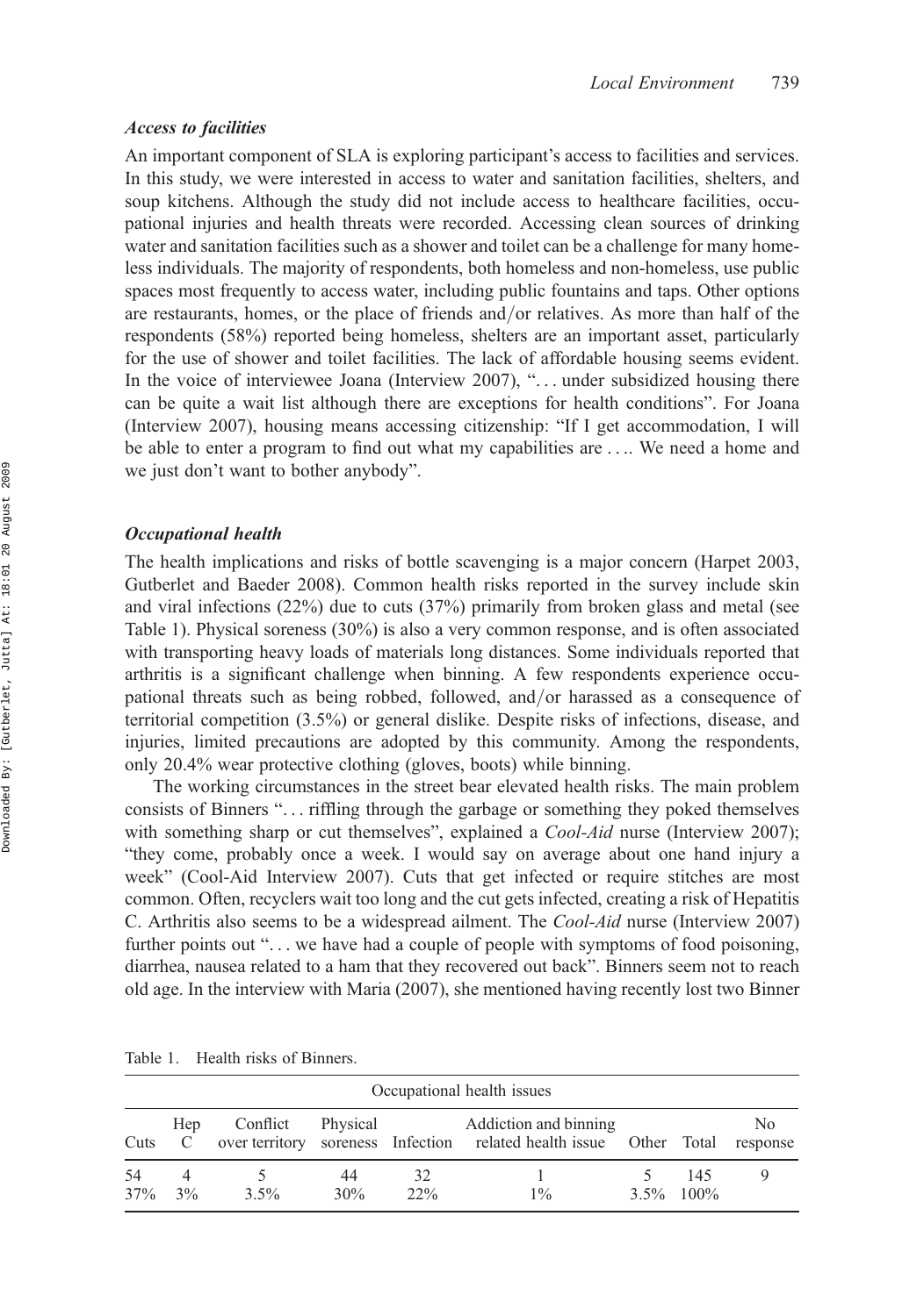### *Access to facilities*

An important component of SLA is exploring participant's access to facilities and services. In this study, we were interested in access to water and sanitation facilities, shelters, and soup kitchens. Although the study did not include access to healthcare facilities, occupational injuries and health threats were recorded. Accessing clean sources of drinking water and sanitation facilities such as a shower and toilet can be a challenge for many homeless individuals. The majority of respondents, both homeless and non-homeless, use public spaces most frequently to access water, including public fountains and taps. Other options are restaurants, homes, or the place of friends and/or relatives. As more than half of the respondents (58%) reported being homeless, shelters are an important asset, particularly for the use of shower and toilet facilities. The lack of affordable housing seems evident. In the voice of interviewee Joana (Interview 2007), "... under subsidized housing there can be quite a wait list although there are exceptions for health conditions". For Joana (Interview 2007), housing means accessing citizenship: "If I get accommodation, I will be able to enter a program to find out what my capabilities are .... We need a home and we just don't want to bother anybody".

### *Occupational health*

The health implications and risks of bottle scavenging is a major concern (Harpet 2003, Gutberlet and Baeder 2008). Common health risks reported in the survey include skin and viral infections (22%) due to cuts (37%) primarily from broken glass and metal (see Table 1). Physical soreness (30%) is also a very common response, and is often associated with transporting heavy loads of materials long distances. Some individuals reported that arthritis is a significant challenge when binning. A few respondents experience occupational threats such as being robbed, followed, and/or harassed as a consequence of territorial competition (3.5%) or general dislike. Despite risks of infections, disease, and injuries, limited precautions are adopted by this community. Among the respondents, only 20.4% wear protective clothing (gloves, boots) while binning.

The working circumstances in the street bear elevated health risks. The main problem consists of Binners "... riffling through the garbage or something they poked themselves with something sharp or cut themselves", explained a *Cool-Aid* nurse (Interview 2007); "they come, probably once a week. I would say on average about one hand injury a week" (Cool-Aid Interview 2007). Cuts that get infected or require stitches are most common. Often, recyclers wait too long and the cut gets infected, creating a risk of Hepatitis C. Arthritis also seems to be a widespread ailment. The *Cool-Aid* nurse (Interview 2007) further points out "... we have had a couple of people with symptoms of food poisoning, diarrhea, nausea related to a ham that they recovered out back". Binners seem not to reach old age. In the interview with Maria (2007), she mentioned having recently lost two Binner

Table 1. Health risks of Binners.

| Occupational health issues | | | | | | | | |
|---|---|---|---|---|---|---|---|---|
| Cuts | Hep C | Conflict over territory | Physical soreness | Infection | Addiction and binning related health issue | Other | Total | No response |
| 54<br>37% | 4<br>3% | 5<br>3.5% | 44<br>30% | 32<br>22% | 1<br>1% | 5<br>3.5% | 145<br>100% | 9 |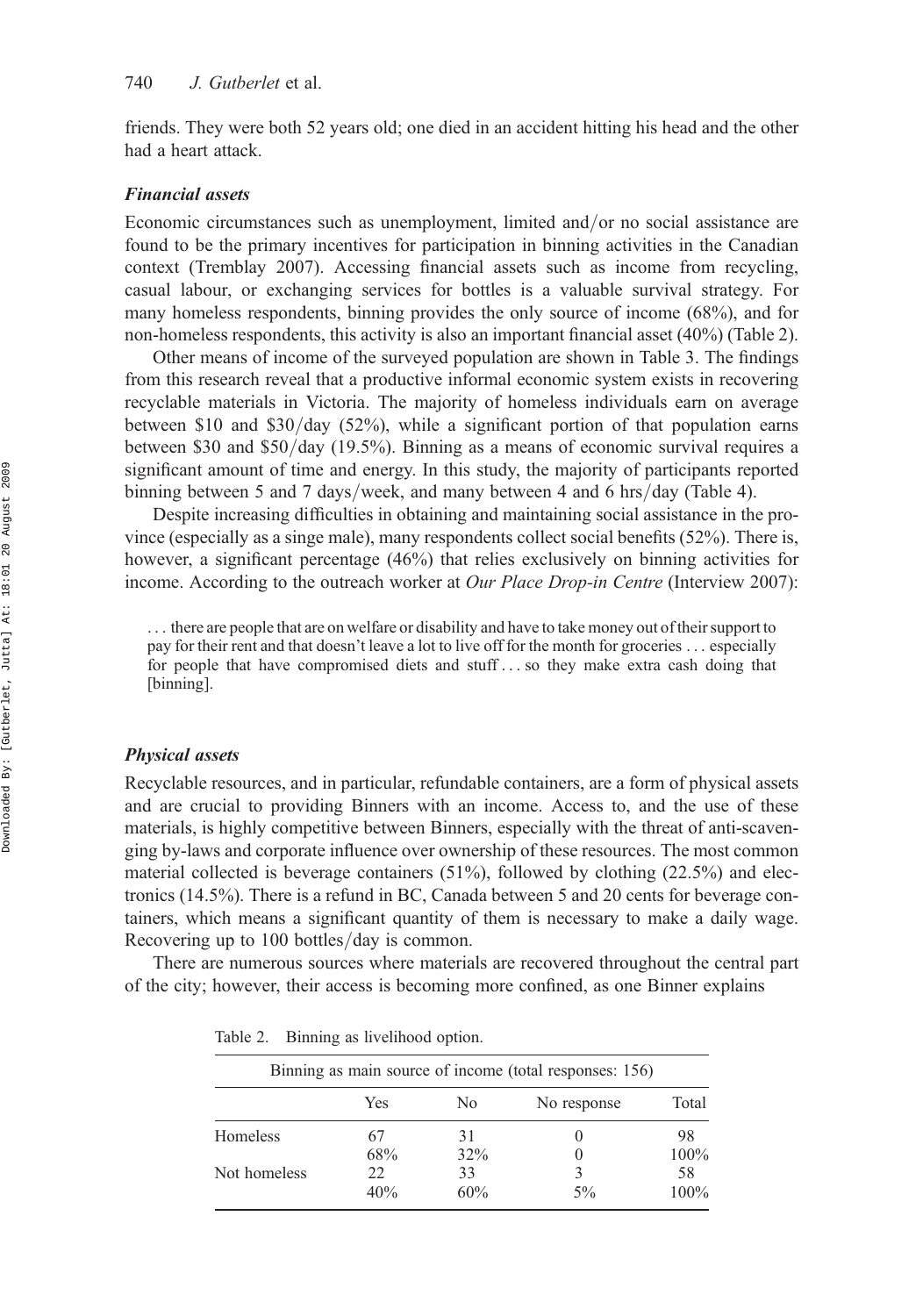friends. They were both 52 years old; one died in an accident hitting his head and the other had a heart attack.

### *Financial assets*

Economic circumstances such as unemployment, limited and/or no social assistance are found to be the primary incentives for participation in binning activities in the Canadian context (Tremblay 2007). Accessing financial assets such as income from recycling, casual labour, or exchanging services for bottles is a valuable survival strategy. For many homeless respondents, binning provides the only source of income (68%), and for non-homeless respondents, this activity is also an important financial asset (40%) (Table 2).

Other means of income of the surveyed population are shown in Table 3. The findings from this research reveal that a productive informal economic system exists in recovering recyclable materials in Victoria. The majority of homeless individuals earn on average between \$10 and \$30/day (52%), while a significant portion of that population earns between \$30 and \$50/day (19.5%). Binning as a means of economic survival requires a significant amount of time and energy. In this study, the majority of participants reported binning between 5 and 7 days/week, and many between 4 and 6 hrs/day (Table 4).

Despite increasing difficulties in obtaining and maintaining social assistance in the province (especially as a singe male), many respondents collect social benefits (52%). There is, however, a significant percentage (46%) that relies exclusively on binning activities for income. According to the outreach worker at *Our Place Drop-in Centre* (Interview 2007):

> . . . there are people that are on welfare or disability and have to take money out of their support to pay for their rent and that doesn't leave a lot to live off for the month for groceries . . . especially for people that have compromised diets and stuff . . . so they make extra cash doing that [binning].

### *Physical assets*

Recyclable resources, and in particular, refundable containers, are a form of physical assets and are crucial to providing Binners with an income. Access to, and the use of these materials, is highly competitive between Binners, especially with the threat of anti-scavenging by-laws and corporate influence over ownership of these resources. The most common material collected is beverage containers (51%), followed by clothing (22.5%) and electronics (14.5%). There is a refund in BC, Canada between 5 and 20 cents for beverage containers, which means a significant quantity of them is necessary to make a daily wage. Recovering up to 100 bottles/day is common.

There are numerous sources where materials are recovered throughout the central part of the city; however, their access is becoming more confined, as one Binner explains

Table 2. Binning as livelihood option.

| Binning as main source of income (total responses: 156) | | | | |
|---|---|---|---|---|
| | Yes | No | No response | Total |
| Homeless | 67 | 31 | 0 | 98 |
| | 68% | 32% | 0 | 100% |
| Not homeless | 22 | 33 | 3 | 58 |
| | 40% | 60% | 5% | 100% |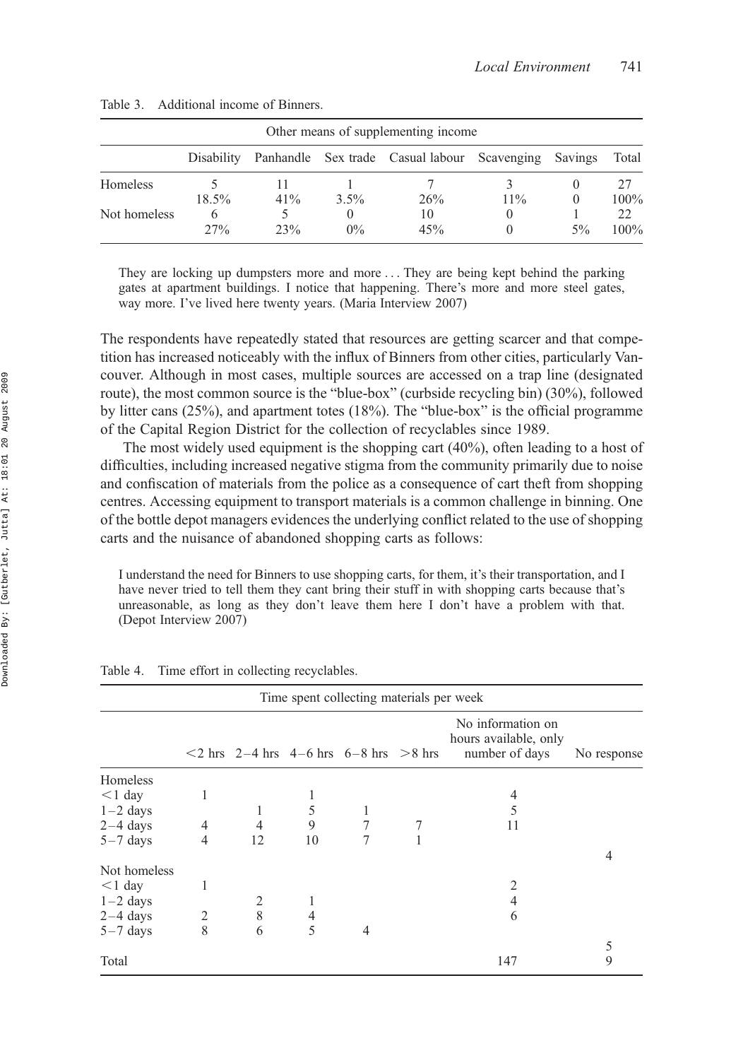Table 3. Additional income of Binners.

| | Other means of supplementing income | | | | | | |
|---|---|---|---|---|---|---|---|
| | Disability | Panhandle | Sex trade | Casual labour | Scavenging | Savings | Total |
| Homeless | 5 | 11 | 1 | 7 | 3 | 0 | 27 |
| | 18.5% | 41% | 3.5% | 26% | 11% | 0 | 100% |
| Not homeless | 6 | 5 | 0 | 10 | 0 | 1 | 22 |
| | 27% | 23% | 0% | 45% | 0 | 5% | 100% |

> They are locking up dumpsters more and more ... They are being kept behind the parking gates at apartment buildings. I notice that happening. There's more and more steel gates, way more. I've lived here twenty years. (Maria Interview 2007)

The respondents have repeatedly stated that resources are getting scarcer and that competition has increased noticeably with the influx of Binners from other cities, particularly Vancouver. Although in most cases, multiple sources are accessed on a trap line (designated route), the most common source is the "blue-box" (curbside recycling bin) (30%), followed by litter cans (25%), and apartment totes (18%). The "blue-box" is the official programme of the Capital Region District for the collection of recyclables since 1989.

The most widely used equipment is the shopping cart (40%), often leading to a host of difficulties, including increased negative stigma from the community primarily due to noise and confiscation of materials from the police as a consequence of cart theft from shopping centres. Accessing equipment to transport materials is a common challenge in binning. One of the bottle depot managers evidences the underlying conflict related to the use of shopping carts and the nuisance of abandoned shopping carts as follows:

> I understand the need for Binners to use shopping carts, for them, it's their transportation, and I have never tried to tell them they cant bring their stuff in with shopping carts because that's unreasonable, as long as they don't leave them here I don't have a problem with that. (Depot Interview 2007)

Table 4. Time effort in collecting recyclables.

| | Time spent collecting materials per week | | | | | | |
|---|---|---|---|---|---|---|---|
| | <2 hrs | 2–4 hrs | 4–6 hrs | 6–8 hrs | >8 hrs | No information on hours available, only number of days | No response |
| Homeless | | | | | | | |
| <1 day | 1 | | 1 | | | 4 | |
| 1–2 days | | 1 | 5 | 1 | | 5 | |
| 2–4 days | 4 | 4 | 9 | 7 | 7 | 11 | |
| 5–7 days | 4 | 12 | 10 | 7 | 1 | | |
| | | | | | | | 4 |
| Not homeless | | | | | | | |
| <1 day | 1 | | | | | 2 | |
| 1–2 days | | 2 | 1 | | | 4 | |
| 2–4 days | 2 | 8 | 4 | | | 6 | |
| 5–7 days | 8 | 6 | 5 | 4 | | | |
| | | | | | | | 5 |
| Total | | | | | | 147 | 9 |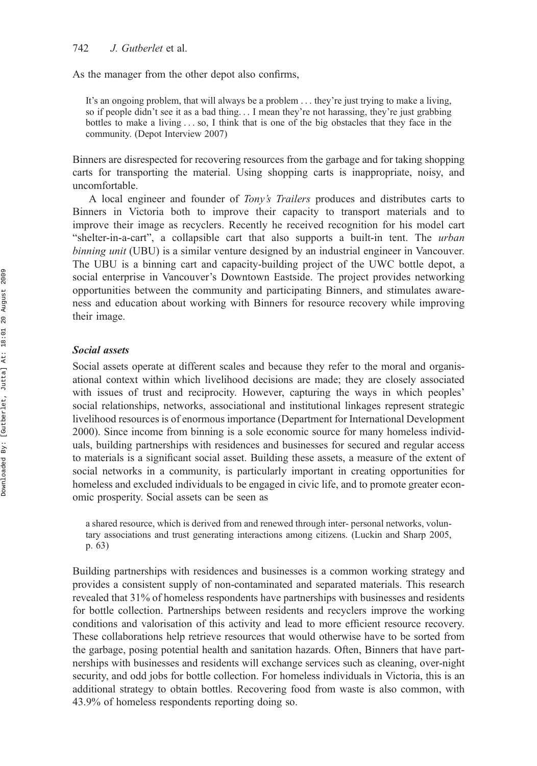As the manager from the other depot also confirms,

> It's an ongoing problem, that will always be a problem . . . they're just trying to make a living, so if people didn't see it as a bad thing. . . I mean they're not harassing, they're just grabbing bottles to make a living . . . so, I think that is one of the big obstacles that they face in the community. (Depot Interview 2007)

Binners are disrespected for recovering resources from the garbage and for taking shopping carts for transporting the material. Using shopping carts is inappropriate, noisy, and uncomfortable.

A local engineer and founder of *Tony's Trailers* produces and distributes carts to Binners in Victoria both to improve their capacity to transport materials and to improve their image as recyclers. Recently he received recognition for his model cart "shelter-in-a-cart", a collapsible cart that also supports a built-in tent. The *urban binning unit* (UBU) is a similar venture designed by an industrial engineer in Vancouver. The UBU is a binning cart and capacity-building project of the UWC bottle depot, a social enterprise in Vancouver's Downtown Eastside. The project provides networking opportunities between the community and participating Binners, and stimulates awareness and education about working with Binners for resource recovery while improving their image.

### *Social assets*

Social assets operate at different scales and because they refer to the moral and organisational context within which livelihood decisions are made; they are closely associated with issues of trust and reciprocity. However, capturing the ways in which peoples' social relationships, networks, associational and institutional linkages represent strategic livelihood resources is of enormous importance (Department for International Development 2000). Since income from binning is a sole economic source for many homeless individuals, building partnerships with residences and businesses for secured and regular access to materials is a significant social asset. Building these assets, a measure of the extent of social networks in a community, is particularly important in creating opportunities for homeless and excluded individuals to be engaged in civic life, and to promote greater economic prosperity. Social assets can be seen as

> a shared resource, which is derived from and renewed through inter- personal networks, voluntary associations and trust generating interactions among citizens. (Luckin and Sharp 2005, p. 63)

Building partnerships with residences and businesses is a common working strategy and provides a consistent supply of non-contaminated and separated materials. This research revealed that 31% of homeless respondents have partnerships with businesses and residents for bottle collection. Partnerships between residents and recyclers improve the working conditions and valorisation of this activity and lead to more efficient resource recovery. These collaborations help retrieve resources that would otherwise have to be sorted from the garbage, posing potential health and sanitation hazards. Often, Binners that have partnerships with businesses and residents will exchange services such as cleaning, over-night security, and odd jobs for bottle collection. For homeless individuals in Victoria, this is an additional strategy to obtain bottles. Recovering food from waste is also common, with 43.9% of homeless respondents reporting doing so.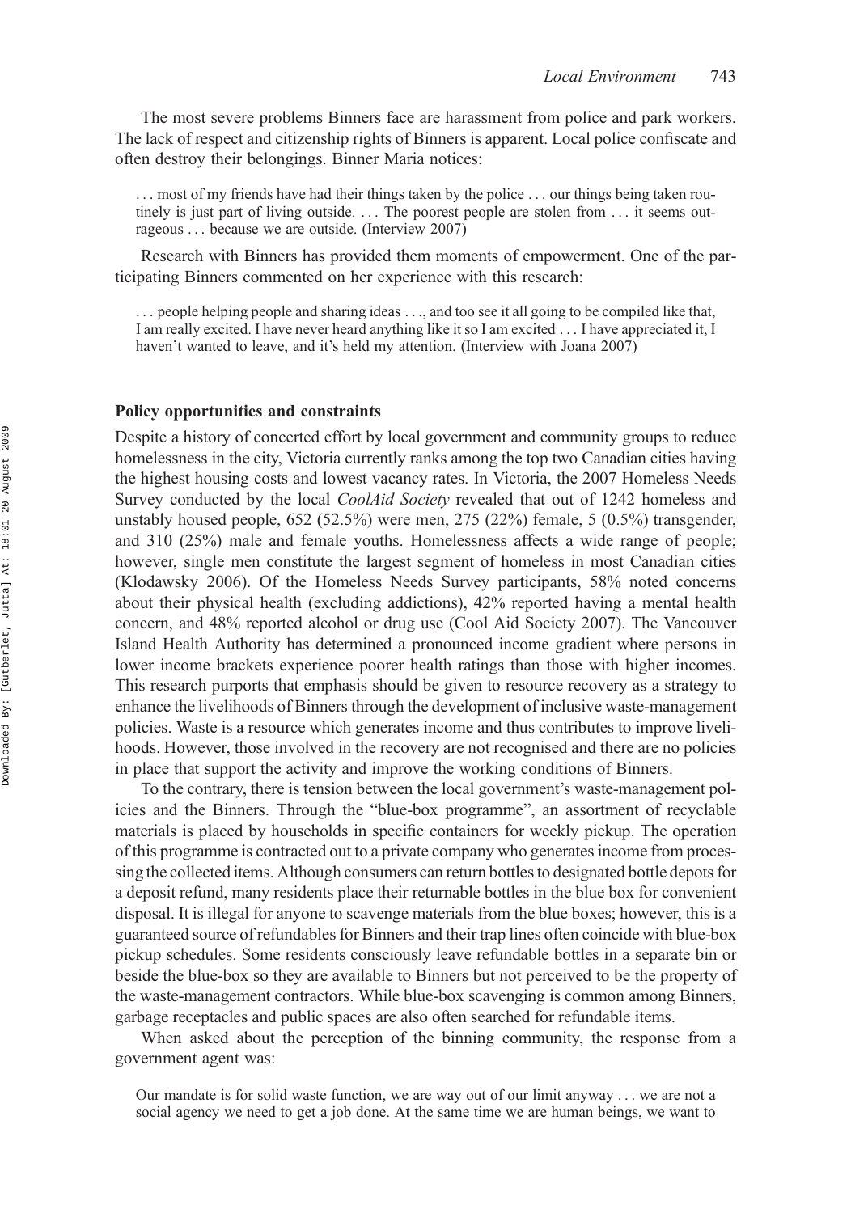The most severe problems Binners face are harassment from police and park workers. The lack of respect and citizenship rights of Binners is apparent. Local police confiscate and often destroy their belongings. Binner Maria notices:

> . . . most of my friends have had their things taken by the police . . . our things being taken routinely is just part of living outside. . . . The poorest people are stolen from . . . it seems outrageous . . . because we are outside. (Interview 2007)

Research with Binners has provided them moments of empowerment. One of the participating Binners commented on her experience with this research:

> . . . people helping people and sharing ideas . . ., and too see it all going to be compiled like that, I am really excited. I have never heard anything like it so I am excited . . . I have appreciated it, I haven't wanted to leave, and it's held my attention. (Interview with Joana 2007)

## Policy opportunities and constraints

Despite a history of concerted effort by local government and community groups to reduce homelessness in the city, Victoria currently ranks among the top two Canadian cities having the highest housing costs and lowest vacancy rates. In Victoria, the 2007 Homeless Needs Survey conducted by the local *CoolAid Society* revealed that out of 1242 homeless and unstably housed people, 652 (52.5%) were men, 275 (22%) female, 5 (0.5%) transgender, and 310 (25%) male and female youths. Homelessness affects a wide range of people; however, single men constitute the largest segment of homeless in most Canadian cities (Klodawsky 2006). Of the Homeless Needs Survey participants, 58% noted concerns about their physical health (excluding addictions), 42% reported having a mental health concern, and 48% reported alcohol or drug use (Cool Aid Society 2007). The Vancouver Island Health Authority has determined a pronounced income gradient where persons in lower income brackets experience poorer health ratings than those with higher incomes. This research purports that emphasis should be given to resource recovery as a strategy to enhance the livelihoods of Binners through the development of inclusive waste-management policies. Waste is a resource which generates income and thus contributes to improve livelihoods. However, those involved in the recovery are not recognised and there are no policies in place that support the activity and improve the working conditions of Binners.

To the contrary, there is tension between the local government's waste-management policies and the Binners. Through the "blue-box programme", an assortment of recyclable materials is placed by households in specific containers for weekly pickup. The operation of this programme is contracted out to a private company who generates income from processing the collected items. Although consumers can return bottles to designated bottle depots for a deposit refund, many residents place their returnable bottles in the blue box for convenient disposal. It is illegal for anyone to scavenge materials from the blue boxes; however, this is a guaranteed source of refundables for Binners and their trap lines often coincide with blue-box pickup schedules. Some residents consciously leave refundable bottles in a separate bin or beside the blue-box so they are available to Binners but not perceived to be the property of the waste-management contractors. While blue-box scavenging is common among Binners, garbage receptacles and public spaces are also often searched for refundable items.

When asked about the perception of the binning community, the response from a government agent was:

> Our mandate is for solid waste function, we are way out of our limit anyway . . . we are not a social agency we need to get a job done. At the same time we are human beings, we want to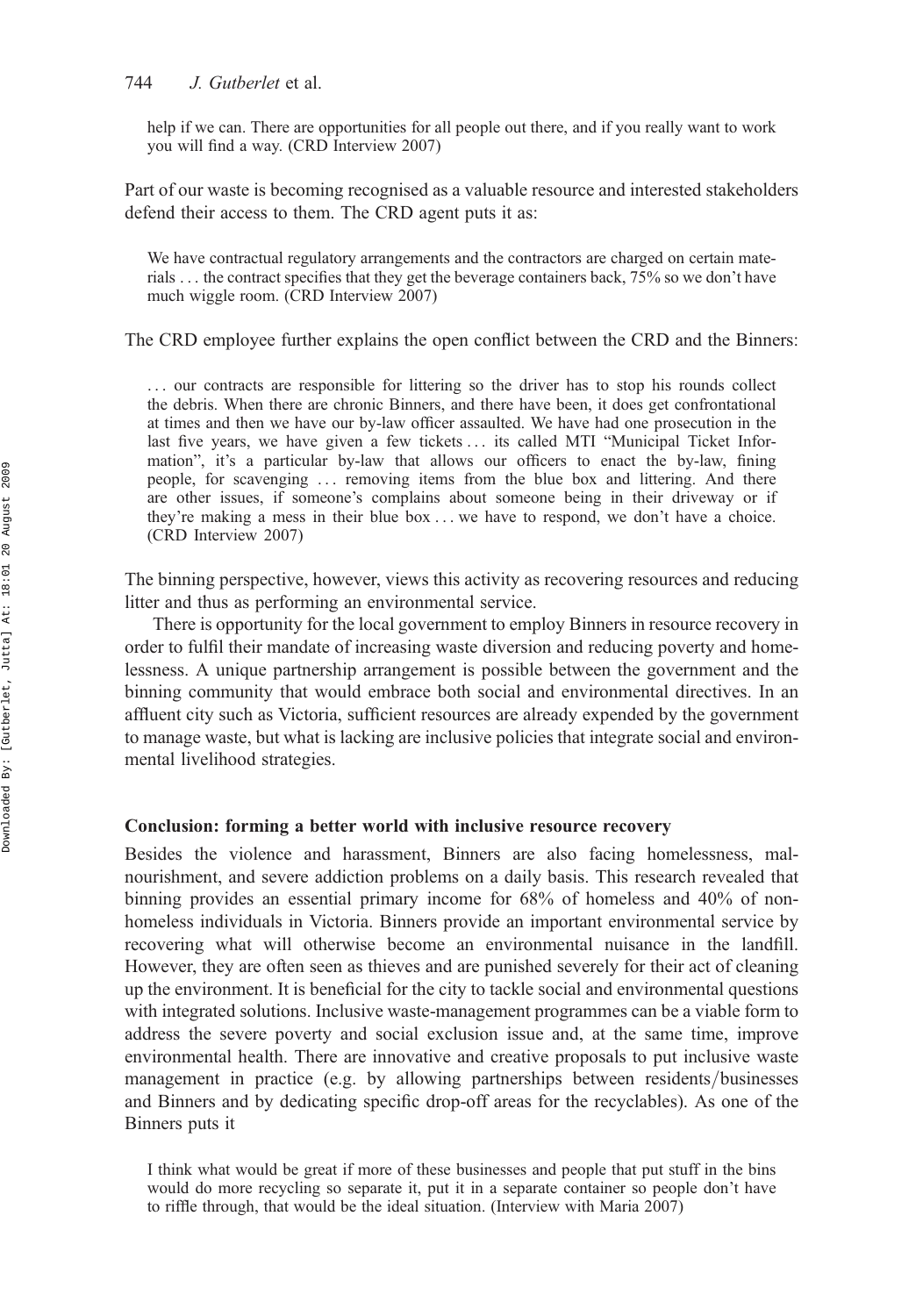help if we can. There are opportunities for all people out there, and if you really want to work you will find a way. (CRD Interview 2007)

Part of our waste is becoming recognised as a valuable resource and interested stakeholders defend their access to them. The CRD agent puts it as:

> We have contractual regulatory arrangements and the contractors are charged on certain materials . . . the contract specifies that they get the beverage containers back, 75% so we don't have much wiggle room. (CRD Interview 2007)

The CRD employee further explains the open conflict between the CRD and the Binners:

> . . . our contracts are responsible for littering so the driver has to stop his rounds collect the debris. When there are chronic Binners, and there have been, it does get confrontational at times and then we have our by-law officer assaulted. We have had one prosecution in the last five years, we have given a few tickets . . . its called MTI "Municipal Ticket Information", it's a particular by-law that allows our officers to enact the by-law, fining people, for scavenging . . . removing items from the blue box and littering. And there are other issues, if someone's complains about someone being in their driveway or if they're making a mess in their blue box . . . we have to respond, we don't have a choice. (CRD Interview 2007)

The binning perspective, however, views this activity as recovering resources and reducing litter and thus as performing an environmental service.

There is opportunity for the local government to employ Binners in resource recovery in order to fulfil their mandate of increasing waste diversion and reducing poverty and homelessness. A unique partnership arrangement is possible between the government and the binning community that would embrace both social and environmental directives. In an affluent city such as Victoria, sufficient resources are already expended by the government to manage waste, but what is lacking are inclusive policies that integrate social and environmental livelihood strategies.

## Conclusion: forming a better world with inclusive resource recovery

Besides the violence and harassment, Binners are also facing homelessness, malnourishment, and severe addiction problems on a daily basis. This research revealed that binning provides an essential primary income for 68% of homeless and 40% of non-homeless individuals in Victoria. Binners provide an important environmental service by recovering what will otherwise become an environmental nuisance in the landfill. However, they are often seen as thieves and are punished severely for their act of cleaning up the environment. It is beneficial for the city to tackle social and environmental questions with integrated solutions. Inclusive waste-management programmes can be a viable form to address the severe poverty and social exclusion issue and, at the same time, improve environmental health. There are innovative and creative proposals to put inclusive waste management in practice (e.g. by allowing partnerships between residents/businesses and Binners and by dedicating specific drop-off areas for the recyclables). As one of the Binners puts it

> I think what would be great if more of these businesses and people that put stuff in the bins would do more recycling so separate it, put it in a separate container so people don't have to riffle through, that would be the ideal situation. (Interview with Maria 2007)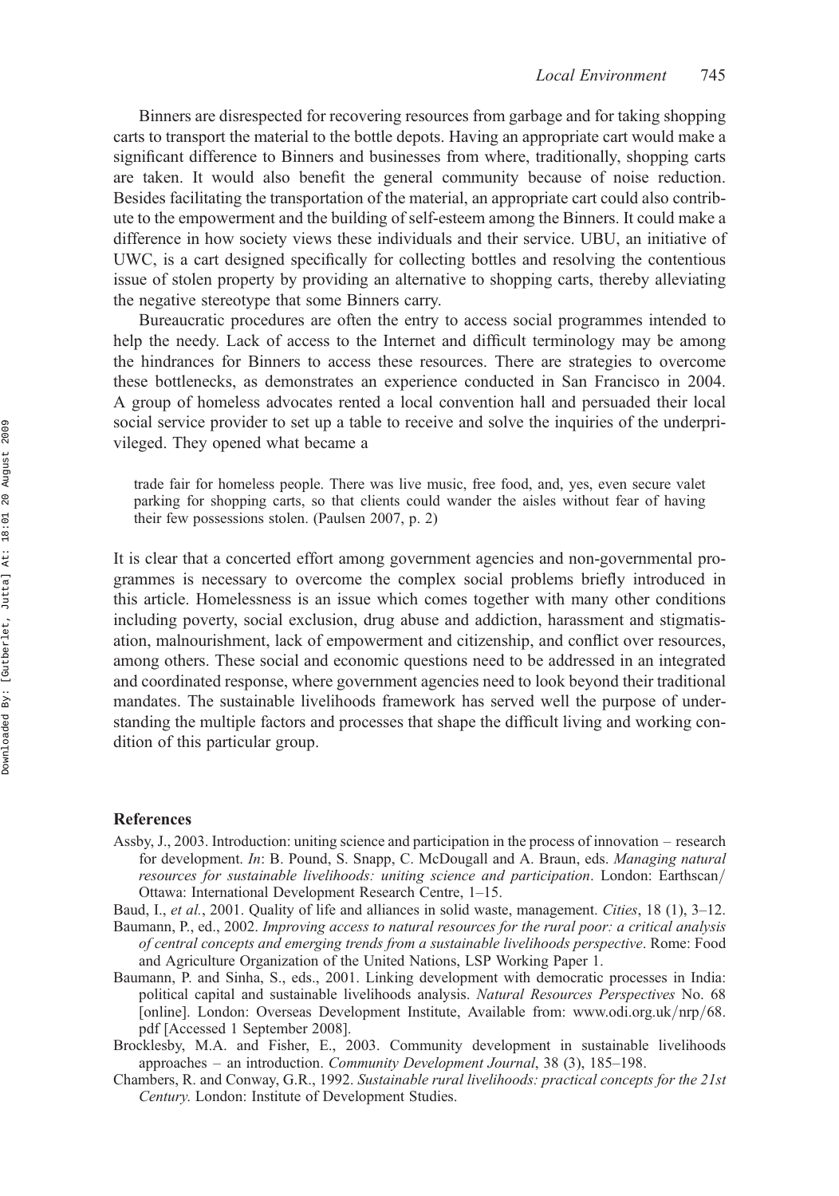Binners are disrespected for recovering resources from garbage and for taking shopping carts to transport the material to the bottle depots. Having an appropriate cart would make a significant difference to Binners and businesses from where, traditionally, shopping carts are taken. It would also benefit the general community because of noise reduction. Besides facilitating the transportation of the material, an appropriate cart could also contribute to the empowerment and the building of self-esteem among the Binners. It could make a difference in how society views these individuals and their service. UBU, an initiative of UWC, is a cart designed specifically for collecting bottles and resolving the contentious issue of stolen property by providing an alternative to shopping carts, thereby alleviating the negative stereotype that some Binners carry.

Bureaucratic procedures are often the entry to access social programmes intended to help the needy. Lack of access to the Internet and difficult terminology may be among the hindrances for Binners to access these resources. There are strategies to overcome these bottlenecks, as demonstrates an experience conducted in San Francisco in 2004. A group of homeless advocates rented a local convention hall and persuaded their local social service provider to set up a table to receive and solve the inquiries of the underprivileged. They opened what became a

> trade fair for homeless people. There was live music, free food, and, yes, even secure valet parking for shopping carts, so that clients could wander the aisles without fear of having their few possessions stolen. (Paulsen 2007, p. 2)

It is clear that a concerted effort among government agencies and non-governmental programmes is necessary to overcome the complex social problems briefly introduced in this article. Homelessness is an issue which comes together with many other conditions including poverty, social exclusion, drug abuse and addiction, harassment and stigmatisation, malnourishment, lack of empowerment and citizenship, and conflict over resources, among others. These social and economic questions need to be addressed in an integrated and coordinated response, where government agencies need to look beyond their traditional mandates. The sustainable livelihoods framework has served well the purpose of understanding the multiple factors and processes that shape the difficult living and working condition of this particular group.

## References

Assby, J., 2003. Introduction: uniting science and participation in the process of innovation – research for development. *In*: B. Pound, S. Snapp, C. McDougall and A. Braun, eds. *Managing natural resources for sustainable livelihoods: uniting science and participation*. London: Earthscan/Ottawa: International Development Research Centre, 1–15.

Baud, I., *et al.*, 2001. Quality of life and alliances in solid waste, management. *Cities*, 18 (1), 3–12.

Baumann, P., ed., 2002. *Improving access to natural resources for the rural poor: a critical analysis of central concepts and emerging trends from a sustainable livelihoods perspective*. Rome: Food and Agriculture Organization of the United Nations, LSP Working Paper 1.

Baumann, P. and Sinha, S., eds., 2001. Linking development with democratic processes in India: political capital and sustainable livelihoods analysis. *Natural Resources Perspectives* No. 68 [online]. London: Overseas Development Institute, Available from: www.odi.org.uk/nrp/68.pdf [Accessed 1 September 2008].

Brocklesby, M.A. and Fisher, E., 2003. Community development in sustainable livelihoods approaches – an introduction. *Community Development Journal*, 38 (3), 185–198.

Chambers, R. and Conway, G.R., 1992. *Sustainable rural livelihoods: practical concepts for the 21st Century.* London: Institute of Development Studies.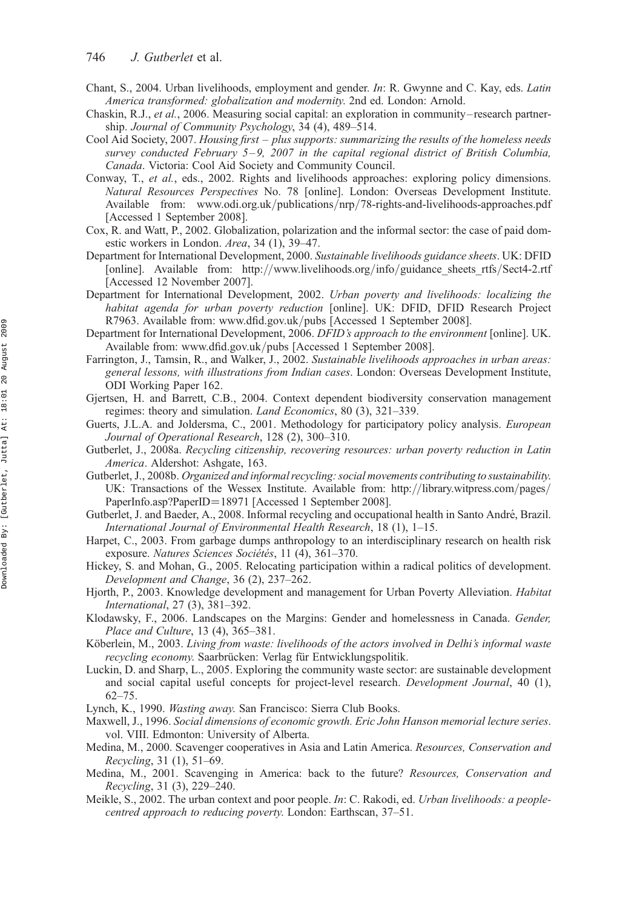Chant, S., 2004. Urban livelihoods, employment and gender. *In*: R. Gwynne and C. Kay, eds. *Latin America transformed: globalization and modernity*. 2nd ed. London: Arnold.

Chaskin, R.J., *et al.*, 2006. Measuring social capital: an exploration in community–research partnership. *Journal of Community Psychology*, 34 (4), 489–514.

Cool Aid Society, 2007. *Housing first – plus supports: summarizing the results of the homeless needs survey conducted February 5–9, 2007 in the capital regional district of British Columbia, Canada*. Victoria: Cool Aid Society and Community Council.

Conway, T., *et al.*, eds., 2002. Rights and livelihoods approaches: exploring policy dimensions. *Natural Resources Perspectives* No. 78 [online]. London: Overseas Development Institute. Available from: www.odi.org.uk/publications/nrp/78-rights-and-livelihoods-approaches.pdf [Accessed 1 September 2008].

Cox, R. and Watt, P., 2002. Globalization, polarization and the informal sector: the case of paid domestic workers in London. *Area*, 34 (1), 39–47.

Department for International Development, 2000. *Sustainable livelihoods guidance sheets*. UK: DFID [online]. Available from: http://www.livelihoods.org/info/guidance_sheets_rtfs/Sect4-2.rtf [Accessed 12 November 2007].

Department for International Development, 2002. *Urban poverty and livelihoods: localizing the habitat agenda for urban poverty reduction* [online]. UK: DFID, DFID Research Project R7963. Available from: www.dfid.gov.uk/pubs [Accessed 1 September 2008].

Department for International Development, 2006. *DFID's approach to the environment* [online]. UK. Available from: www.dfid.gov.uk/pubs [Accessed 1 September 2008].

Farrington, J., Tamsin, R., and Walker, J., 2002. *Sustainable livelihoods approaches in urban areas: general lessons, with illustrations from Indian cases*. London: Overseas Development Institute, ODI Working Paper 162.

Gjertsen, H. and Barrett, C.B., 2004. Context dependent biodiversity conservation management regimes: theory and simulation. *Land Economics*, 80 (3), 321–339.

Guerts, J.L.A. and Joldersma, C., 2001. Methodology for participatory policy analysis. *European Journal of Operational Research*, 128 (2), 300–310.

Gutberlet, J., 2008a. *Recycling citizenship, recovering resources: urban poverty reduction in Latin America*. Aldershot: Ashgate, 163.

Gutberlet, J., 2008b. *Organized and informal recycling: social movements contributing to sustainability.* UK: Transactions of the Wessex Institute. Available from: http://library.witpress.com/pages/PaperInfo.asp?PaperID=18971 [Accessed 1 September 2008].

Gutberlet, J. and Baeder, A., 2008. Informal recycling and occupational health in Santo André, Brazil. *International Journal of Environmental Health Research*, 18 (1), 1–15.

Harpet, C., 2003. From garbage dumps anthropology to an interdisciplinary research on health risk exposure. *Natures Sciences Sociétés*, 11 (4), 361–370.

Hickey, S. and Mohan, G., 2005. Relocating participation within a radical politics of development. *Development and Change*, 36 (2), 237–262.

Hjorth, P., 2003. Knowledge development and management for Urban Poverty Alleviation. *Habitat International*, 27 (3), 381–392.

Klodawsky, F., 2006. Landscapes on the Margins: Gender and homelessness in Canada. *Gender, Place and Culture*, 13 (4), 365–381.

Köberlein, M., 2003. *Living from waste: livelihoods of the actors involved in Delhi's informal waste recycling economy.* Saarbrücken: Verlag für Entwicklungspolitik.

Luckin, D. and Sharp, L., 2005. Exploring the community waste sector: are sustainable development and social capital useful concepts for project-level research. *Development Journal*, 40 (1), 62–75.

Lynch, K., 1990. *Wasting away.* San Francisco: Sierra Club Books.

Maxwell, J., 1996. *Social dimensions of economic growth. Eric John Hanson memorial lecture series*. vol. VIII. Edmonton: University of Alberta.

Medina, M., 2000. Scavenger cooperatives in Asia and Latin America. *Resources, Conservation and Recycling*, 31 (1), 51–69.

Medina, M., 2001. Scavenging in America: back to the future? *Resources, Conservation and Recycling*, 31 (3), 229–240.

Meikle, S., 2002. The urban context and poor people. *In*: C. Rakodi, ed. *Urban livelihoods: a people-centred approach to reducing poverty.* London: Earthscan, 37–51.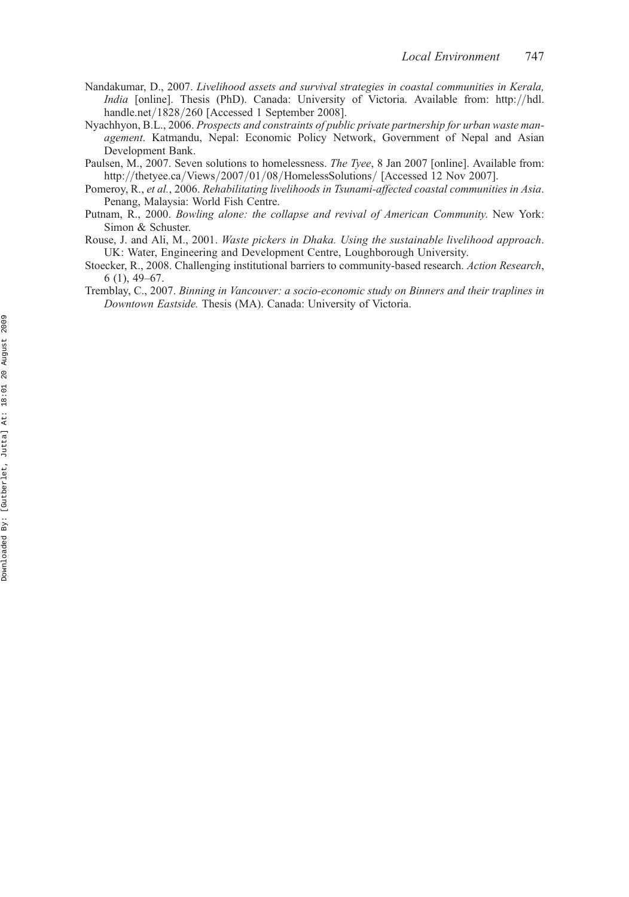Nandakumar, D., 2007. *Livelihood assets and survival strategies in coastal communities in Kerala, India* [online]. Thesis (PhD). Canada: University of Victoria. Available from: http://hdl.handle.net/1828/260 [Accessed 1 September 2008].

Nyachhyon, B.L., 2006. *Prospects and constraints of public private partnership for urban waste management*. Katmandu, Nepal: Economic Policy Network, Government of Nepal and Asian Development Bank.

Paulsen, M., 2007. Seven solutions to homelessness. *The Tyee*, 8 Jan 2007 [online]. Available from: http://thetyee.ca/Views/2007/01/08/HomelessSolutions/ [Accessed 12 Nov 2007].

Pomeroy, R., *et al.*, 2006. *Rehabilitating livelihoods in Tsunami-affected coastal communities in Asia*. Penang, Malaysia: World Fish Centre.

Putnam, R., 2000. *Bowling alone: the collapse and revival of American Community*. New York: Simon & Schuster.

Rouse, J. and Ali, M., 2001. *Waste pickers in Dhaka. Using the sustainable livelihood approach*. UK: Water, Engineering and Development Centre, Loughborough University.

Stoecker, R., 2008. Challenging institutional barriers to community-based research. *Action Research*, 6 (1), 49–67.

Tremblay, C., 2007. *Binning in Vancouver: a socio-economic study on Binners and their traplines in Downtown Eastside.* Thesis (MA). Canada: University of Victoria.